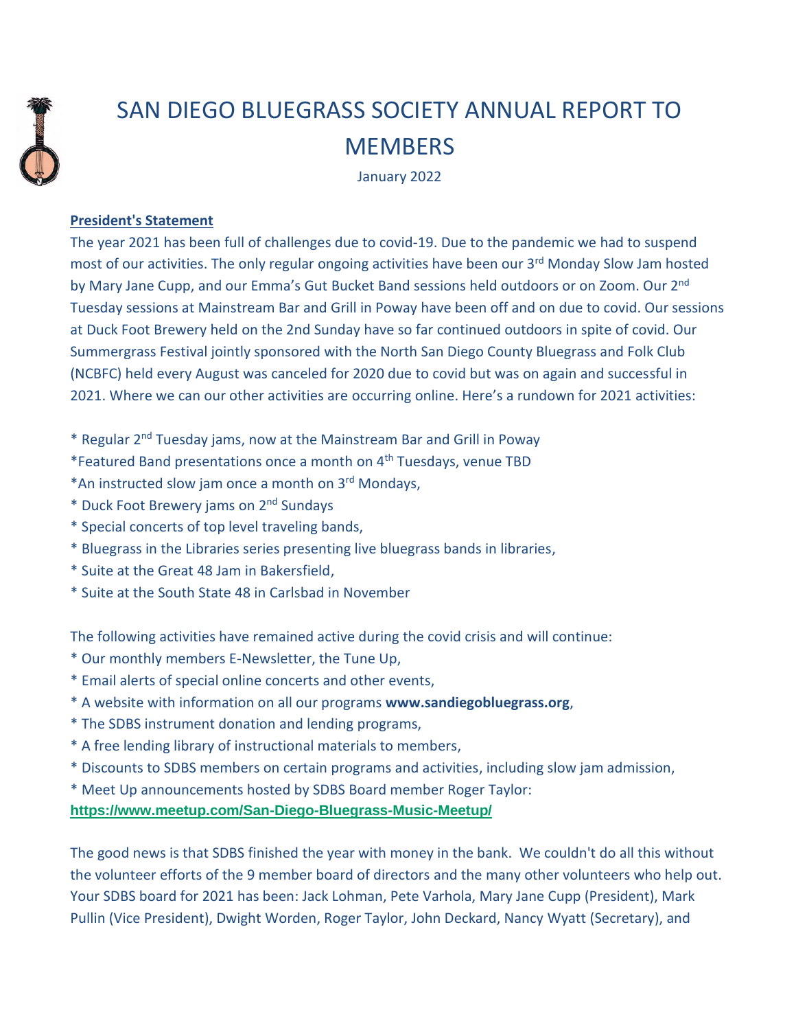# SAN DIEGO BLUEGRASS SOCIETY ANNUAL REPORT TO MEMBERS

January 2022

**President's Statement**

The year 2021 has been full of challenges due to covid-19. Due to the pandemic we had to suspend most of our activities. The only regular ongoing activities have been our 3rd Monday Slow Jam hosted by Mary Jane Cupp, and our Emma's Gut Bucket Band sessions held outdoors or on Zoom. Our 2nd Tuesday sessions at Mainstream Bar and Grill in Poway have been off and on due to covid. Our sessions at Duck Foot Brewery held on the 2nd Sunday have so far continued outdoors in spite of covid. Our Summergrass Festival jointly sponsored with the North San Diego County Bluegrass and Folk Club (NCBFC) held every August was canceled for 2020 due to covid but was on again and successful in 2021. Where we can our other activities are occurring online. Here's a rundown for 2021 activities:

* Regular 2nd Tuesday jams, now at the Mainstream Bar and Grill in Poway
* Featured Band presentations once a month on 4th Tuesdays, venue TBD
* An instructed slow jam once a month on 3rd Mondays,
* Duck Foot Brewery jams on 2nd Sundays
* Special concerts of top level traveling bands,
* Bluegrass in the Libraries series presenting live bluegrass bands in libraries,
* Suite at the Great 48 Jam in Bakersfield,
* Suite at the South State 48 in Carlsbad in November

The following activities have remained active during the covid crisis and will continue:

* Our monthly members E-Newsletter, the Tune Up,
* Email alerts of special online concerts and other events,
* A website with information on all our programs **www.sandiegobluegrass.org**,
* The SDBS instrument donation and lending programs,
* A free lending library of instructional materials to members,
* Discounts to SDBS members on certain programs and activities, including slow jam admission,
* Meet Up announcements hosted by SDBS Board member Roger Taylor: **https://www.meetup.com/San-Diego-Bluegrass-Music-Meetup/**

The good news is that SDBS finished the year with money in the bank. We couldn't do all this without the volunteer efforts of the 9 member board of directors and the many other volunteers who help out. Your SDBS board for 2021 has been: Jack Lohman, Pete Varhola, Mary Jane Cupp (President), Mark Pullin (Vice President), Dwight Worden, Roger Taylor, John Deckard, Nancy Wyatt (Secretary), and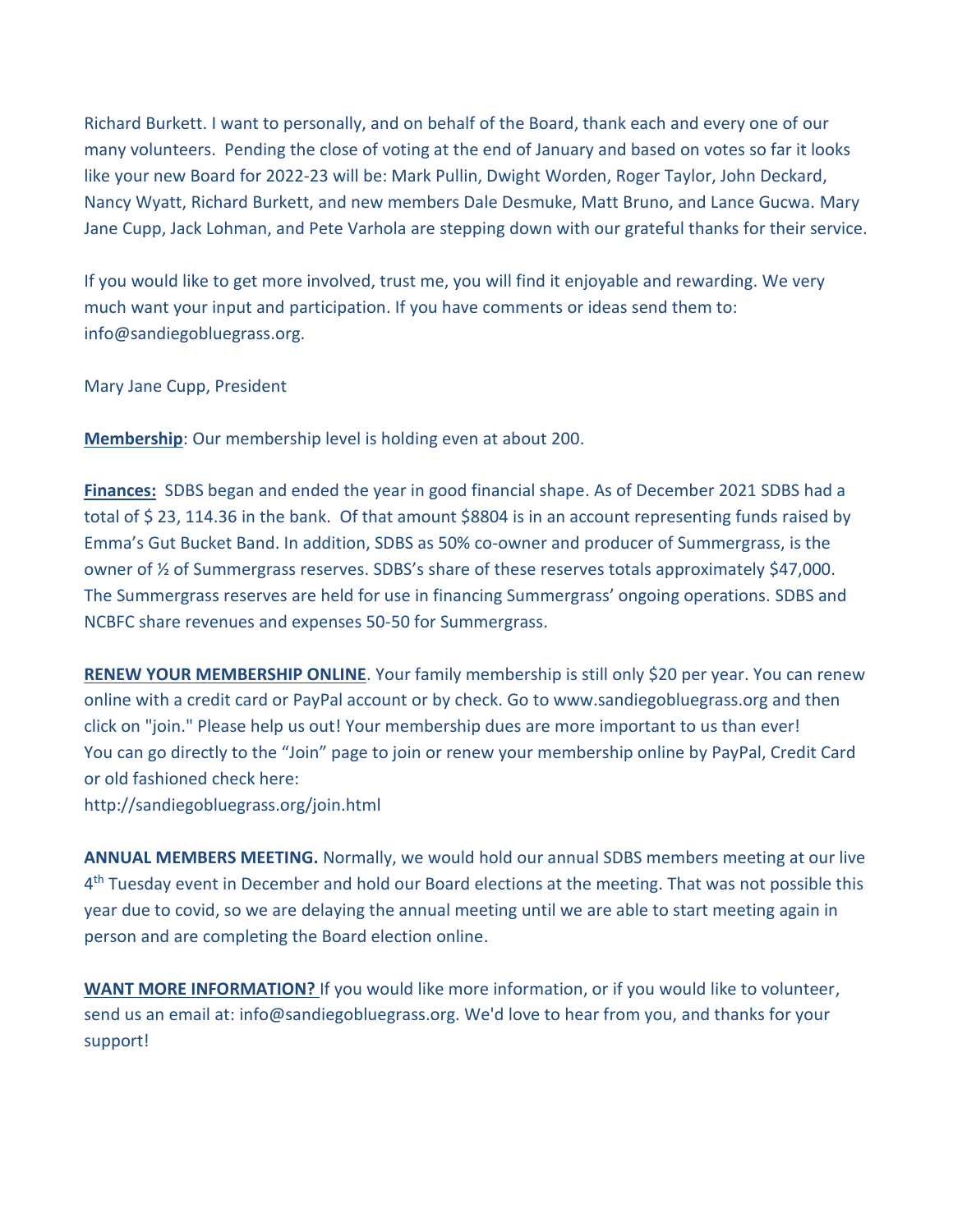Richard Burkett. I want to personally, and on behalf of the Board, thank each and every one of our many volunteers. Pending the close of voting at the end of January and based on votes so far it looks like your new Board for 2022-23 will be: Mark Pullin, Dwight Worden, Roger Taylor, John Deckard, Nancy Wyatt, Richard Burkett, and new members Dale Desmuke, Matt Bruno, and Lance Gucwa. Mary Jane Cupp, Jack Lohman, and Pete Varhola are stepping down with our grateful thanks for their service.

If you would like to get more involved, trust me, you will find it enjoyable and rewarding. We very much want your input and participation. If you have comments or ideas send them to: info@sandiegobluegrass.org.

Mary Jane Cupp, President

**Membership**: Our membership level is holding even at about 200.

**Finances:** SDBS began and ended the year in good financial shape. As of December 2021 SDBS had a total of $ 23, 114.36 in the bank. Of that amount $8804 is in an account representing funds raised by Emma's Gut Bucket Band. In addition, SDBS as 50% co-owner and producer of Summergrass, is the owner of ½ of Summergrass reserves. SDBS's share of these reserves totals approximately $47,000. The Summergrass reserves are held for use in financing Summergrass' ongoing operations. SDBS and NCBFC share revenues and expenses 50-50 for Summergrass.

**RENEW YOUR MEMBERSHIP ONLINE**. Your family membership is still only $20 per year. You can renew online with a credit card or PayPal account or by check. Go to www.sandiegobluegrass.org and then click on "join." Please help us out! Your membership dues are more important to us than ever! You can go directly to the "Join" page to join or renew your membership online by PayPal, Credit Card or old fashioned check here:
http://sandiegobluegrass.org/join.html

**ANNUAL MEMBERS MEETING.** Normally, we would hold our annual SDBS members meeting at our live 4th Tuesday event in December and hold our Board elections at the meeting. That was not possible this year due to covid, so we are delaying the annual meeting until we are able to start meeting again in person and are completing the Board election online.

**WANT MORE INFORMATION?** If you would like more information, or if you would like to volunteer, send us an email at: info@sandiegobluegrass.org. We'd love to hear from you, and thanks for your support!